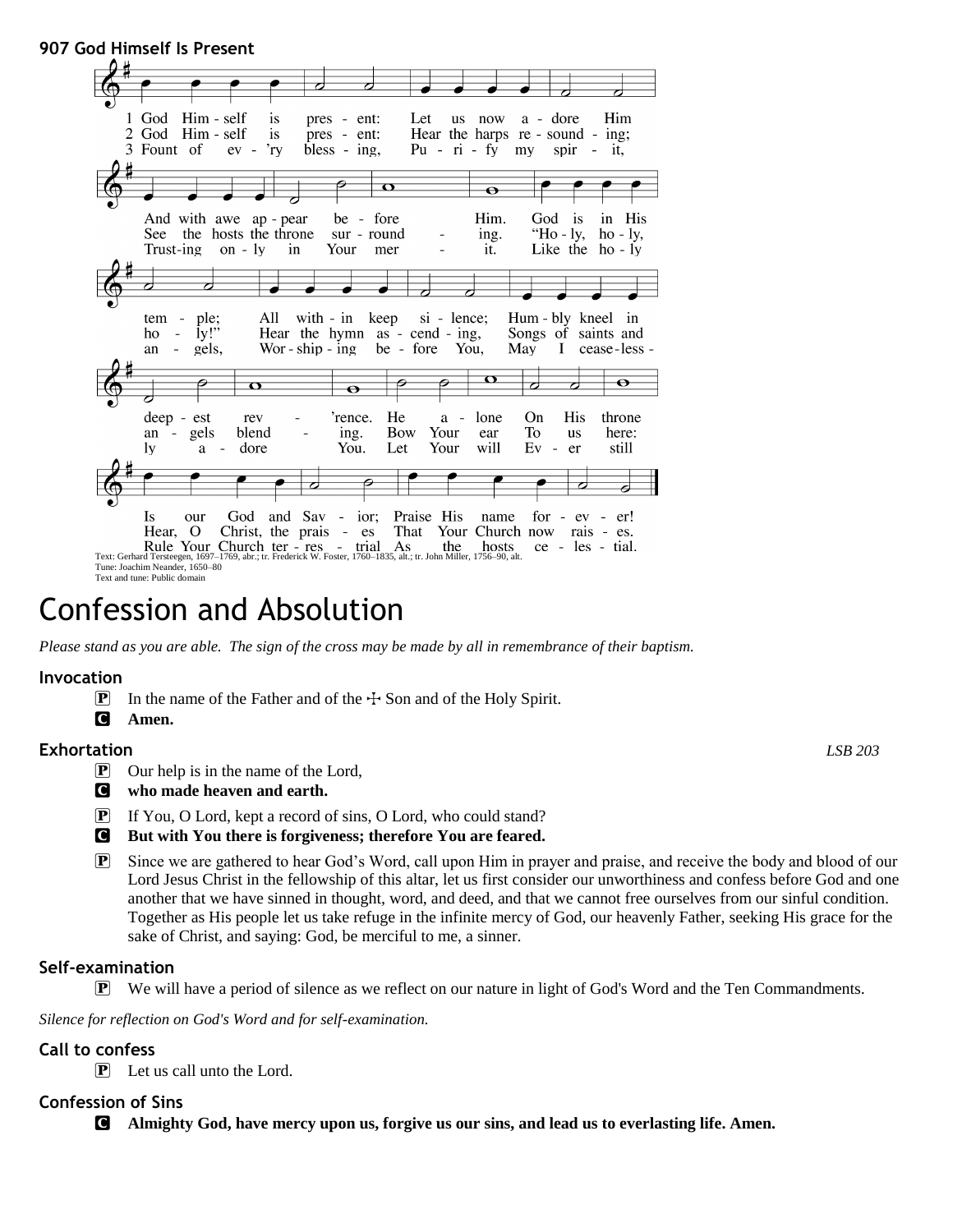**907 God Himself Is Present**

1 God Himself is present: Let us now adore Him
And with awe appear before Him.
God is in His temple; All within keep silence;
Humbly kneel in deepest rev'rence.
He alone On His throne
Is our God and Savior; Praise His name forever!

2 God Himself is present: Hear the harps resounding;
See the hosts the throne surrounding.
"Holy, holy, holy!" Hear the hymn ascending,
Songs of saints and angels blending.
Bow Your ear To us here:
Hear, O Christ, the praises That Your Church now raises.

3 Fount of ev'ry blessing, Purify my spirit,
Trusting only in Your merit.
Like the holy angels, Worshiping before You,
May I ceaselessly adore You.
Let Your will Ever still
Rule Your Church terrestrial As the hosts celestial.

Text: Gerhard Tersteegen, 1697–1769, abr.; tr. Frederick W. Foster, 1760–1835, alt.; tr. John Miller, 1756–90, alt.
Tune: Joachim Neander, 1650–80
Text and tune: Public domain

# Confession and Absolution

*Please stand as you are able. The sign of the cross may be made by all in remembrance of their baptism.*

### Invocation

P In the name of the Father and of the ☩ Son and of the Holy Spirit.

C **Amen.**

### Exhortation

*LSB 203*

P Our help is in the name of the Lord,

C **who made heaven and earth.**

P If You, O Lord, kept a record of sins, O Lord, who could stand?

C **But with You there is forgiveness; therefore You are feared.**

P Since we are gathered to hear God's Word, call upon Him in prayer and praise, and receive the body and blood of our Lord Jesus Christ in the fellowship of this altar, let us first consider our unworthiness and confess before God and one another that we have sinned in thought, word, and deed, and that we cannot free ourselves from our sinful condition. Together as His people let us take refuge in the infinite mercy of God, our heavenly Father, seeking His grace for the sake of Christ, and saying: God, be merciful to me, a sinner.

### Self-examination

P We will have a period of silence as we reflect on our nature in light of God's Word and the Ten Commandments.

*Silence for reflection on God's Word and for self-examination.*

### Call to confess

P Let us call unto the Lord.

### Confession of Sins

C **Almighty God, have mercy upon us, forgive us our sins, and lead us to everlasting life. Amen.**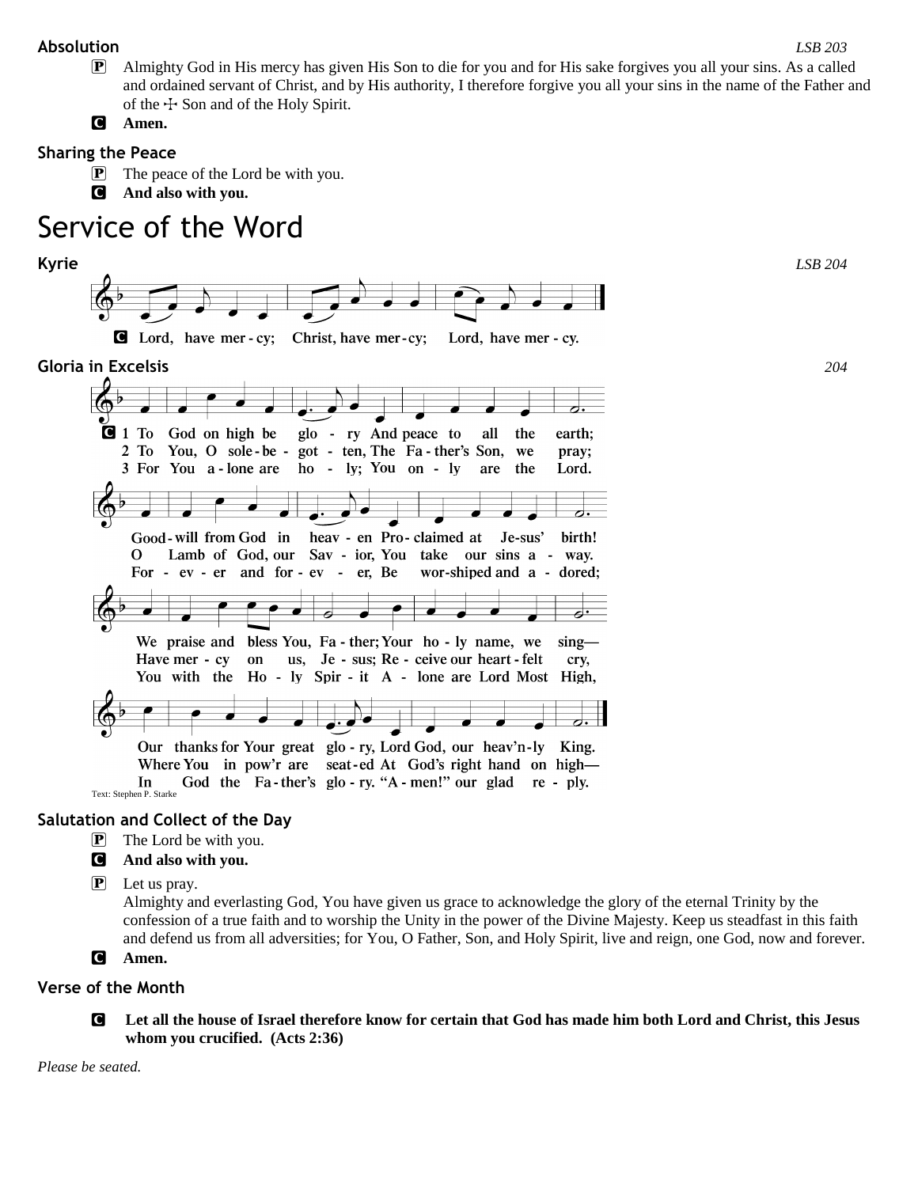**Absolution** *LSB 203*

P Almighty God in His mercy has given His Son to die for you and for His sake forgives you all your sins. As a called and ordained servant of Christ, and by His authority, I therefore forgive you all your sins in the name of the Father and of the ☩ Son and of the Holy Spirit.

C **Amen.**

**Sharing the Peace**

P The peace of the Lord be with you.

C **And also with you.**

# Service of the Word

**Kyrie** *LSB 204*

C **Lord, have mer - cy; Christ, have mer - cy; Lord, have mer - cy.**

**Gloria in Excelsis** *204*

C **1 To God on high be glo - ry And peace to all the earth;**
**Good - will from God in heav - en Pro - claimed at Je-sus' birth!**
**We praise and bless You, Fa - ther; Your ho - ly name, we sing—**
**Our thanks for Your great glo - ry, Lord God, our heav'n - ly King.**

**2 To You, O sole - be - got - ten, The Fa - ther's Son, we pray;**
**O Lamb of God, our Sav - ior, You take our sins a - way.**
**Have mer - cy on us, Je - sus; Re - ceive our heart - felt cry,**
**Where You in pow'r are seat - ed At God's right hand on high—**

**3 For You a - lone are ho - ly; You on - ly are the Lord.**
**For - ev - er and for - ev - er, Be wor-shiped and a - dored;**
**You with the Ho - ly Spir - it A - lone are Lord Most High,**
**In God the Fa - ther's glo - ry. "A - men!" our glad re - ply.**

Text: Stephen P. Starke

**Salutation and Collect of the Day**

P The Lord be with you.

C **And also with you.**

P Let us pray.
Almighty and everlasting God, You have given us grace to acknowledge the glory of the eternal Trinity by the confession of a true faith and to worship the Unity in the power of the Divine Majesty. Keep us steadfast in this faith and defend us from all adversities; for You, O Father, Son, and Holy Spirit, live and reign, one God, now and forever.

C **Amen.**

**Verse of the Month**

C **Let all the house of Israel therefore know for certain that God has made him both Lord and Christ, this Jesus whom you crucified. (Acts 2:36)**

*Please be seated.*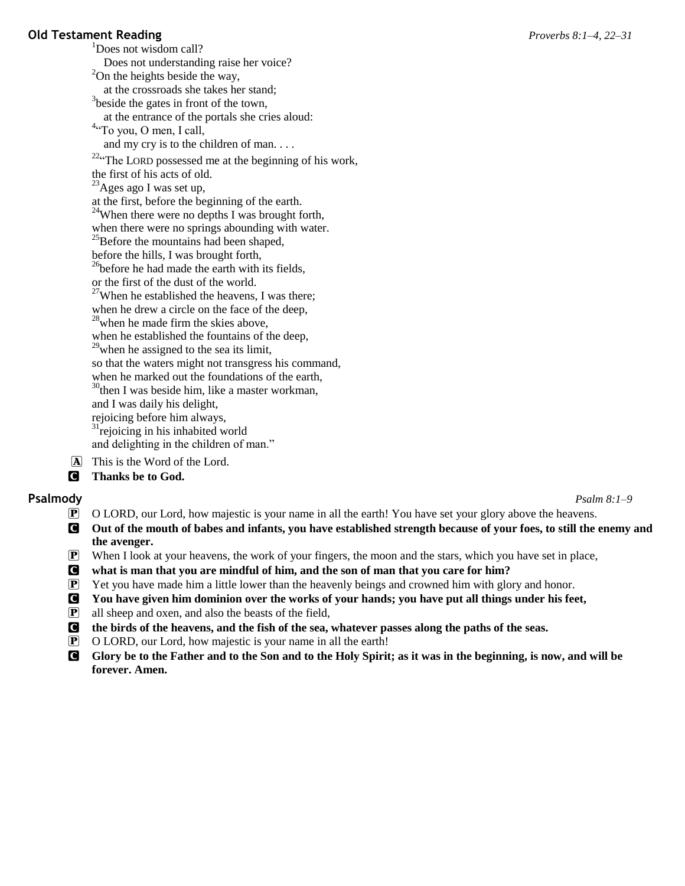## Old Testament Reading *Proverbs 8:1–4, 22–31*

[1]Does not wisdom call?
Does not understanding raise her voice?
[2]On the heights beside the way,
at the crossroads she takes her stand;
[3]beside the gates in front of the town,
at the entrance of the portals she cries aloud:
[4]"To you, O men, I call,
and my cry is to the children of man. . . .
[22]"The LORD possessed me at the beginning of his work,
the first of his acts of old.
[23]Ages ago I was set up,
at the first, before the beginning of the earth.
[24]When there were no depths I was brought forth,
when there were no springs abounding with water.
[25]Before the mountains had been shaped,
before the hills, I was brought forth,
[26]before he had made the earth with its fields,
or the first of the dust of the world.
[27]When he established the heavens, I was there;
when he drew a circle on the face of the deep,
[28]when he made firm the skies above,
when he established the fountains of the deep,
[29]when he assigned to the sea its limit,
so that the waters might not transgress his command,
when he marked out the foundations of the earth,
[30]then I was beside him, like a master workman,
and I was daily his delight,
rejoicing before him always,
[31]rejoicing in his inhabited world
and delighting in the children of man."

A This is the Word of the Lord.
C **Thanks be to God.**

## Psalmody *Psalm 8:1–9*

P O LORD, our Lord, how majestic is your name in all the earth! You have set your glory above the heavens.
C **Out of the mouth of babes and infants, you have established strength because of your foes, to still the enemy and the avenger.**
P When I look at your heavens, the work of your fingers, the moon and the stars, which you have set in place,
C **what is man that you are mindful of him, and the son of man that you care for him?**
P Yet you have made him a little lower than the heavenly beings and crowned him with glory and honor.
C **You have given him dominion over the works of your hands; you have put all things under his feet,**
P all sheep and oxen, and also the beasts of the field,
C **the birds of the heavens, and the fish of the sea, whatever passes along the paths of the seas.**
P O LORD, our Lord, how majestic is your name in all the earth!
C **Glory be to the Father and to the Son and to the Holy Spirit; as it was in the beginning, is now, and will be forever. Amen.**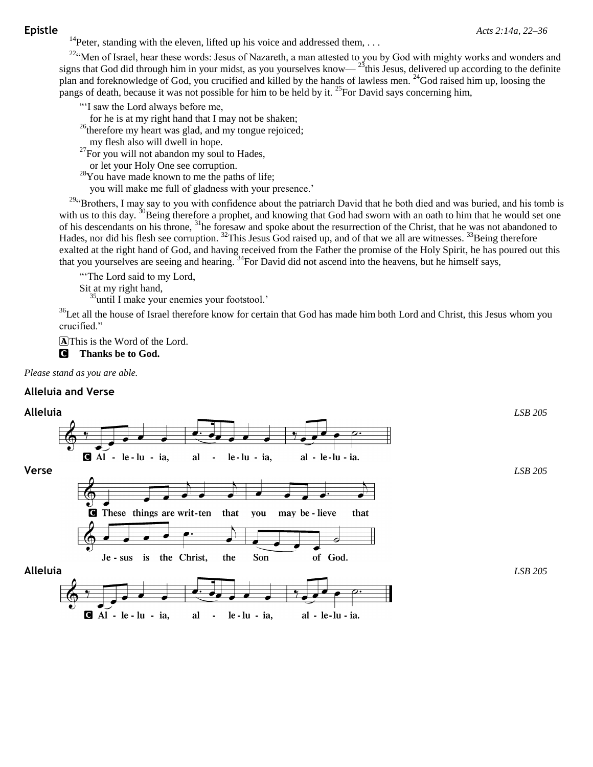**Epistle** *Acts 2:14a, 22–36*

[14]Peter, standing with the eleven, lifted up his voice and addressed them, . . .

[22]"Men of Israel, hear these words: Jesus of Nazareth, a man attested to you by God with mighty works and wonders and signs that God did through him in your midst, as you yourselves know— [23]this Jesus, delivered up according to the definite plan and foreknowledge of God, you crucified and killed by the hands of lawless men. [24]God raised him up, loosing the pangs of death, because it was not possible for him to be held by it. [25]For David says concerning him,

"'I saw the Lord always before me,
for he is at my right hand that I may not be shaken;
[26]therefore my heart was glad, and my tongue rejoiced;
my flesh also will dwell in hope.
[27]For you will not abandon my soul to Hades,
or let your Holy One see corruption.
[28]You have made known to me the paths of life;
you will make me full of gladness with your presence.'

[29]"Brothers, I may say to you with confidence about the patriarch David that he both died and was buried, and his tomb is with us to this day. [30]Being therefore a prophet, and knowing that God had sworn with an oath to him that he would set one of his descendants on his throne, [31]he foresaw and spoke about the resurrection of the Christ, that he was not abandoned to Hades, nor did his flesh see corruption. [32]This Jesus God raised up, and of that we all are witnesses. [33]Being therefore exalted at the right hand of God, and having received from the Father the promise of the Holy Spirit, he has poured out this that you yourselves are seeing and hearing. [34]For David did not ascend into the heavens, but he himself says,

"'The Lord said to my Lord,
Sit at my right hand,
[35]until I make your enemies your footstool.'

[36]Let all the house of Israel therefore know for certain that God has made him both Lord and Christ, this Jesus whom you crucified."

A This is the Word of the Lord.
**C Thanks be to God.**

*Please stand as you are able.*

### Alleluia and Verse

**Alleluia** *LSB 205*

**C** Al - le - lu - ia, al - le - lu - ia, al - le - lu - ia.

**Verse** *LSB 205*

**C** These things are writ - ten that you may be - lieve that Je - sus is the Christ, the Son of God.

**Alleluia** *LSB 205*

**C** Al - le - lu - ia, al - le - lu - ia, al - le - lu - ia.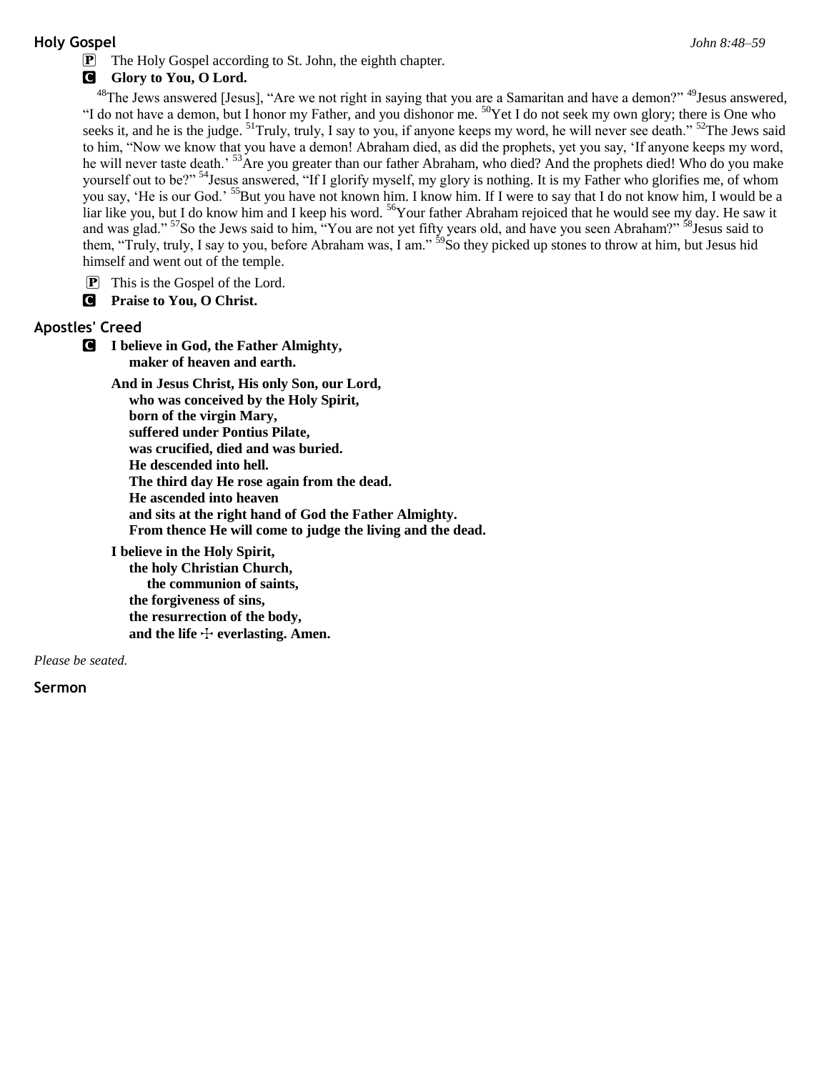## Holy Gospel *John 8:48–59*

P The Holy Gospel according to St. John, the eighth chapter.

C **Glory to You, O Lord.**

[48]The Jews answered [Jesus], "Are we not right in saying that you are a Samaritan and have a demon?" [49]Jesus answered, "I do not have a demon, but I honor my Father, and you dishonor me. [50]Yet I do not seek my own glory; there is One who seeks it, and he is the judge. [51]Truly, truly, I say to you, if anyone keeps my word, he will never see death." [52]The Jews said to him, "Now we know that you have a demon! Abraham died, as did the prophets, yet you say, 'If anyone keeps my word, he will never taste death.' [53]Are you greater than our father Abraham, who died? And the prophets died! Who do you make yourself out to be?" [54]Jesus answered, "If I glorify myself, my glory is nothing. It is my Father who glorifies me, of whom you say, 'He is our God.' [55]But you have not known him. I know him. If I were to say that I do not know him, I would be a liar like you, but I do know him and I keep his word. [56]Your father Abraham rejoiced that he would see my day. He saw it and was glad." [57]So the Jews said to him, "You are not yet fifty years old, and have you seen Abraham?" [58]Jesus said to them, "Truly, truly, I say to you, before Abraham was, I am." [59]So they picked up stones to throw at him, but Jesus hid himself and went out of the temple.

P This is the Gospel of the Lord.

C **Praise to You, O Christ.**

## Apostles' Creed

C **I believe in God, the Father Almighty,**
**maker of heaven and earth.**

**And in Jesus Christ, His only Son, our Lord,**
**who was conceived by the Holy Spirit,**
**born of the virgin Mary,**
**suffered under Pontius Pilate,**
**was crucified, died and was buried.**
**He descended into hell.**
**The third day He rose again from the dead.**
**He ascended into heaven**
**and sits at the right hand of God the Father Almighty.**
**From thence He will come to judge the living and the dead.**

**I believe in the Holy Spirit,**
**the holy Christian Church,**
**the communion of saints,**
**the forgiveness of sins,**
**the resurrection of the body,**
**and the life ☩ everlasting. Amen.**

*Please be seated.*

## Sermon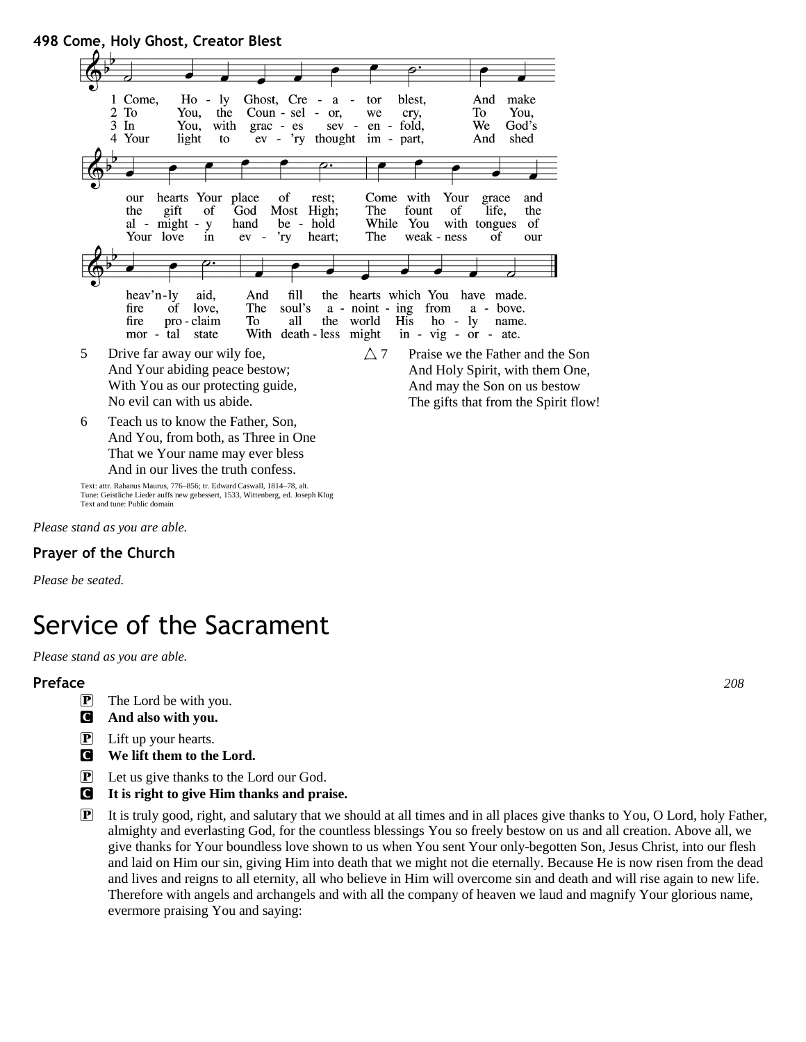**498 Come, Holy Ghost, Creator Blest**

1 Come, Holy Ghost, Creator blest,
And make our hearts Your place of rest;
Come with Your grace and heav'nly aid,
And fill the hearts which You have made.

2 To You, the Counselor, we cry,
To You, the gift of God Most High;
The fount of life, the fire of love,
The soul's anointing from above.

3 In You, with graces sevenfold,
We God's almighty hand behold
While You with tongues of fire proclaim
To all the world His holy name.

4 Your light to ev'ry thought impart,
And shed Your love in ev'ry heart;
The weakness of our mortal state
With deathless might invigorate.

5 Drive far away our wily foe,
And Your abiding peace bestow;
With You as our protecting guide,
No evil can with us abide.

6 Teach us to know the Father, Son,
And You, from both, as Three in One
That we Your name may ever bless
And in our lives the truth confess.

△ 7 Praise we the Father and the Son
And Holy Spirit, with them One,
And may the Son on us bestow
The gifts that from the Spirit flow!

Text: attr. Rabanus Maurus, 776–856; tr. Edward Caswall, 1814–78, alt.
Tune: Geistliche Lieder auffs new gebessert, 1533, Wittenberg, ed. Joseph Klug
Text and tune: Public domain

*Please stand as you are able.*

### Prayer of the Church

*Please be seated.*

# Service of the Sacrament

*Please stand as you are able.*

### Preface

*208*

P The Lord be with you.
C **And also with you.**

P Lift up your hearts.
C **We lift them to the Lord.**

P Let us give thanks to the Lord our God.
C **It is right to give Him thanks and praise.**

P It is truly good, right, and salutary that we should at all times and in all places give thanks to You, O Lord, holy Father, almighty and everlasting God, for the countless blessings You so freely bestow on us and all creation. Above all, we give thanks for Your boundless love shown to us when You sent Your only-begotten Son, Jesus Christ, into our flesh and laid on Him our sin, giving Him into death that we might not die eternally. Because He is now risen from the dead and lives and reigns to all eternity, all who believe in Him will overcome sin and death and will rise again to new life. Therefore with angels and archangels and with all the company of heaven we laud and magnify Your glorious name, evermore praising You and saying: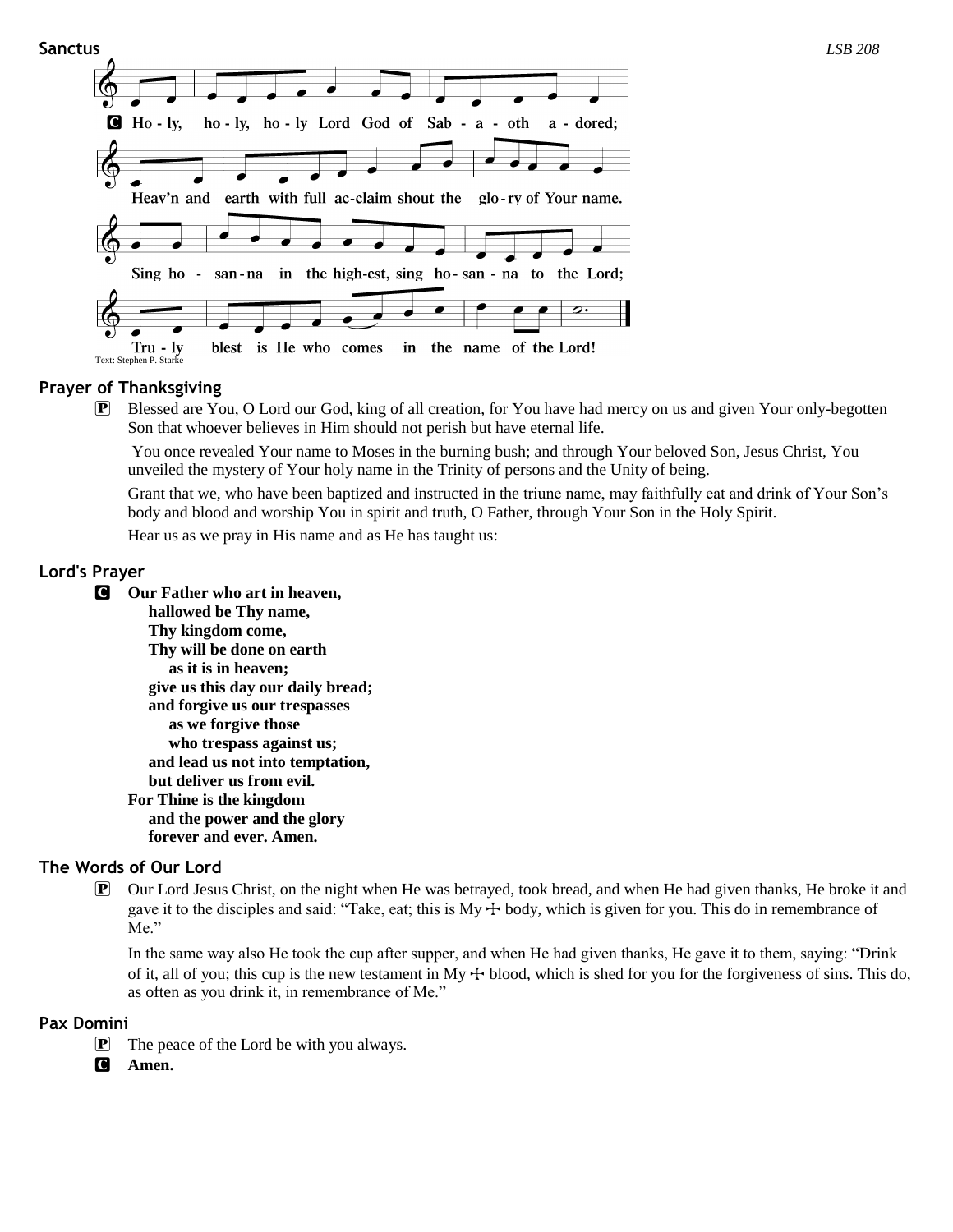**Sanctus** *LSB 208*

C Ho - ly, ho - ly, ho - ly Lord God of Sab - a - oth a - dored;
Heav'n and earth with full ac-claim shout the glo - ry of Your name.
Sing ho - san - na in the high-est, sing ho - san - na to the Lord;
Tru - ly blest is He who comes in the name of the Lord!

Text: Stephen P. Starke

**Prayer of Thanksgiving**

P Blessed are You, O Lord our God, king of all creation, for You have had mercy on us and given Your only-begotten Son that whoever believes in Him should not perish but have eternal life.

You once revealed Your name to Moses in the burning bush; and through Your beloved Son, Jesus Christ, You unveiled the mystery of Your holy name in the Trinity of persons and the Unity of being.

Grant that we, who have been baptized and instructed in the triune name, may faithfully eat and drink of Your Son's body and blood and worship You in spirit and truth, O Father, through Your Son in the Holy Spirit.

Hear us as we pray in His name and as He has taught us:

**Lord's Prayer**

C **Our Father who art in heaven,**
**hallowed be Thy name,**
**Thy kingdom come,**
**Thy will be done on earth**
**as it is in heaven;**
**give us this day our daily bread;**
**and forgive us our trespasses**
**as we forgive those**
**who trespass against us;**
**and lead us not into temptation,**
**but deliver us from evil.**
**For Thine is the kingdom**
**and the power and the glory**
**forever and ever. Amen.**

**The Words of Our Lord**

P Our Lord Jesus Christ, on the night when He was betrayed, took bread, and when He had given thanks, He broke it and gave it to the disciples and said: "Take, eat; this is My ☩ body, which is given for you. This do in remembrance of Me."

In the same way also He took the cup after supper, and when He had given thanks, He gave it to them, saying: "Drink of it, all of you; this cup is the new testament in My ☩ blood, which is shed for you for the forgiveness of sins. This do, as often as you drink it, in remembrance of Me."

**Pax Domini**

P The peace of the Lord be with you always.

C **Amen.**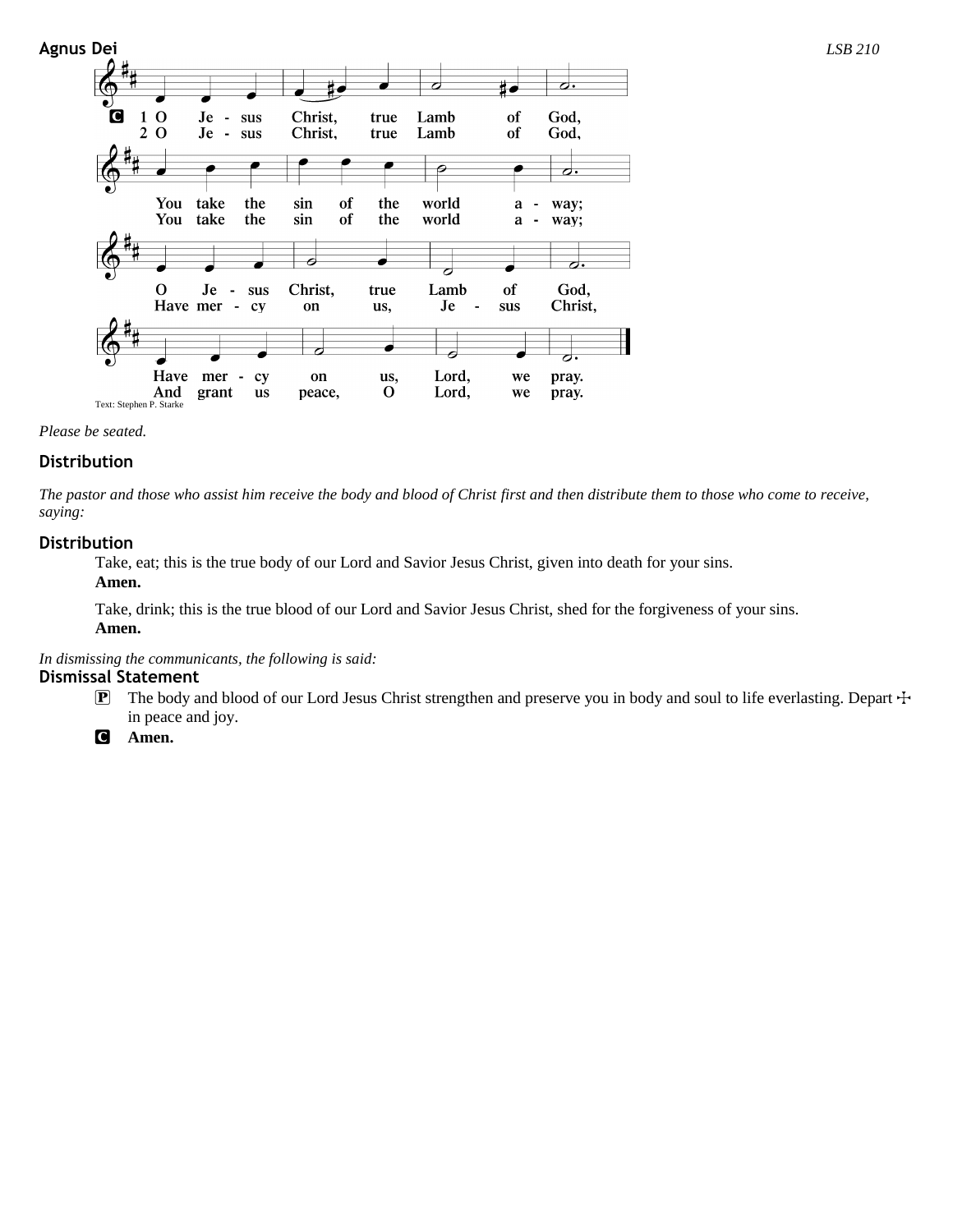**Agnus Dei** *LSB 210*

C 1 O Jesus Christ, true Lamb of God, You take the sin of the world away; O Jesus Christ, true Lamb of God, Have mercy on us, Lord, we pray.

2 O Jesus Christ, true Lamb of God, You take the sin of the world away; Have mercy on us, Jesus Christ, And grant us peace, O Lord, we pray.

Text: Stephen P. Starke

*Please be seated.*

## Distribution

*The pastor and those who assist him receive the body and blood of Christ first and then distribute them to those who come to receive, saying:*

## Distribution

Take, eat; this is the true body of our Lord and Savior Jesus Christ, given into death for your sins.
**Amen.**

Take, drink; this is the true blood of our Lord and Savior Jesus Christ, shed for the forgiveness of your sins.
**Amen.**

*In dismissing the communicants, the following is said:*

## Dismissal Statement

P The body and blood of our Lord Jesus Christ strengthen and preserve you in body and soul to life everlasting. Depart ☩ in peace and joy.

C **Amen.**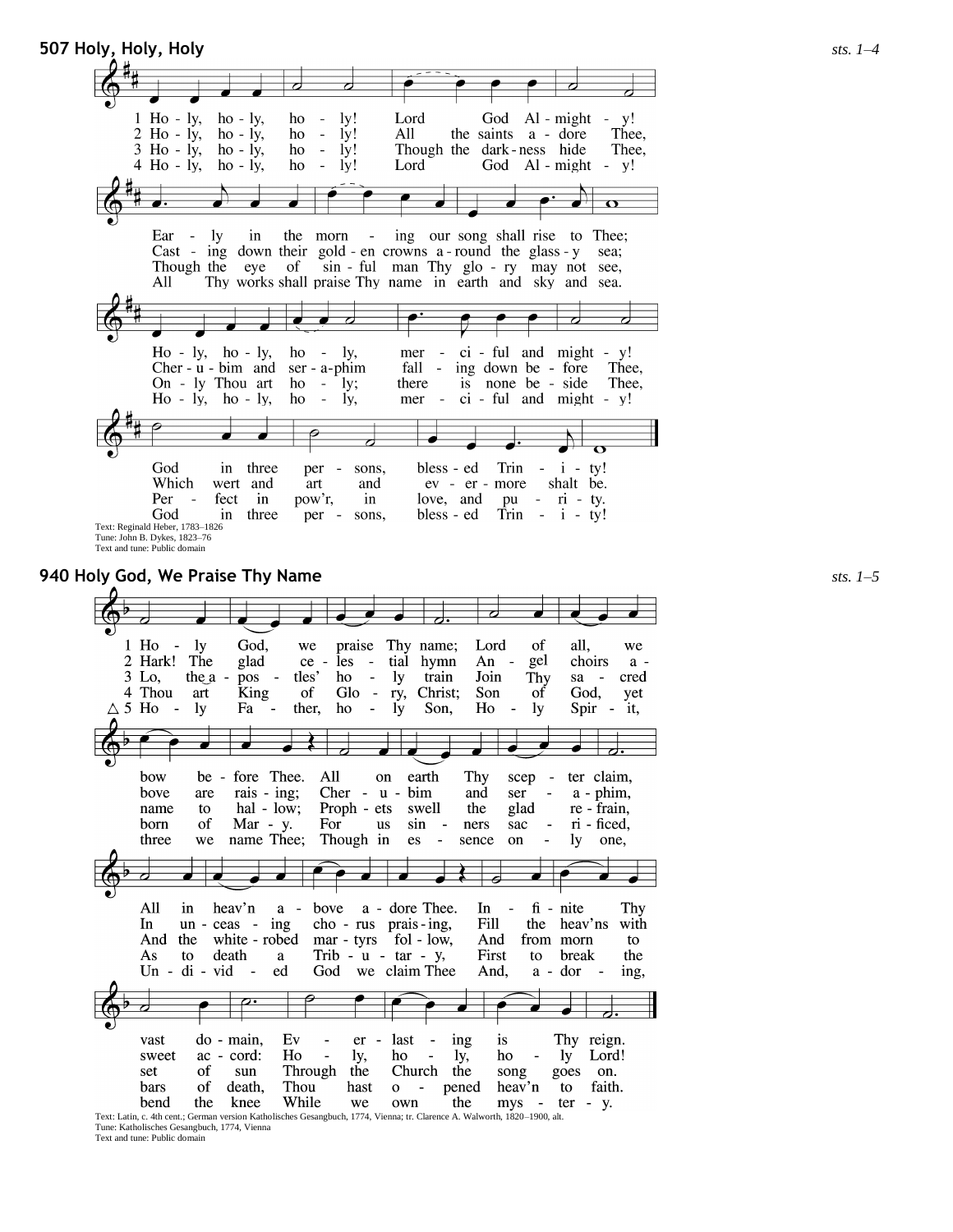## 507 Holy, Holy, Holy

*sts. 1–4*

1 Ho - ly, ho - ly, ho - ly! Lord God Al - might - y!
Ear - ly in the morn - ing our song shall rise to Thee;
Ho - ly, ho - ly, ho - ly, mer - ci - ful and might - y!
God in three per - sons, bless - ed Trin - i - ty!

2 Ho - ly, ho - ly, ho - ly! All the saints a - dore Thee,
Cast - ing down their gold - en crowns a - round the glass - y sea;
Cher - u - bim and ser - a - phim fall - ing down be - fore Thee,
Which wert and art and ev - er - more shalt be.

3 Ho - ly, ho - ly, ho - ly! Though the dark - ness hide Thee,
Though the eye of sin - ful man Thy glo - ry may not see,
On - ly Thou art ho - ly; there is none be - side Thee,
Per - fect in pow'r, in love, and pu - ri - ty.

4 Ho - ly, ho - ly, ho - ly! Lord God Al - might - y!
All Thy works shall praise Thy name in earth and sky and sea.
Ho - ly, ho - ly, ho - ly, mer - ci - ful and might - y!
God in three per - sons, bless - ed Trin - i - ty!

Text: Reginald Heber, 1783–1826
Tune: John B. Dykes, 1823–76
Text and tune: Public domain

## 940 Holy God, We Praise Thy Name

*sts. 1–5*

1 Ho - ly God, we praise Thy name; Lord of all, we bow be - fore Thee.
All on earth Thy scep - ter claim,
All in heav'n a - bove a - dore Thee.
In - fi - nite Thy vast do - main, Ev - er - last - ing is Thy reign.

2 Hark! The glad ce - les - tial hymn An - gel choirs a - bove are rais - ing;
Cher - u - bim and ser - a - phim,
In un - ceas - ing cho - rus prais - ing,
Fill the heav'ns with sweet ac - cord: Ho - ly, ho - ly, ho - ly Lord!

3 Lo, the a - pos - tles' ho - ly train Join Thy sa - cred name to hal - low;
Proph - ets swell the glad re - frain,
And the white - robed mar - tyrs fol - low,
And from morn to set of sun Through the Church the song goes on.

4 Thou art King of Glo - ry, Christ; Son of God, yet born of Mar - y.
For us sin - ners sac - ri - ficed,
As to death a Trib - u - tar - y,
First to break the bars of death, Thou hast o - pened heav'n to faith.

△ 5 Ho - ly Fa - ther, ho - ly Son, Ho - ly Spir - it, three we name Thee;
Though in es - sence on - ly one,
Un - di - vid - ed God we claim Thee
And, a - dor - ing, bend the knee While we own the mys - ter - y.

Text: Latin, c. 4th cent.; German version Katholisches Gesangbuch, 1774, Vienna; tr. Clarence A. Walworth, 1820–1900, alt.
Tune: Katholisches Gesangbuch, 1774, Vienna
Text and tune: Public domain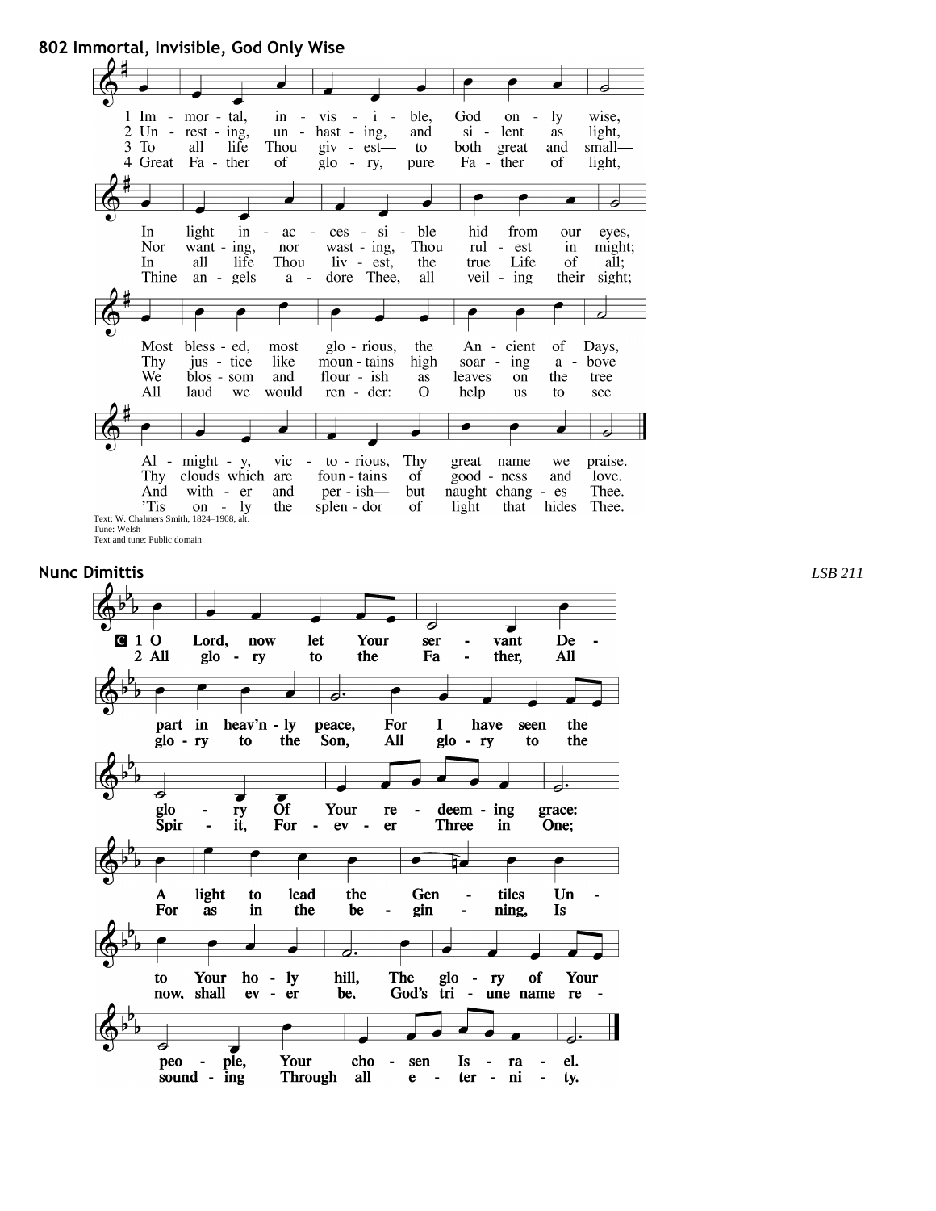## 802 Immortal, Invisible, God Only Wise

1 Immortal, invisible, God only wise,
In light inaccessible hid from our eyes,
Most blessed, most glorious, the Ancient of Days,
Almighty, victorious, Thy great name we praise.

2 Unresting, unhasting, and silent as light,
Nor wanting, nor wasting, Thou rulest in might;
Thy justice like mountains high soaring above
Thy clouds which are fountains of goodness and love.

3 To all life Thou givest— to both great and small—
In all life Thou livest, the true Life of all;
We blossom and flourish as leaves on the tree
And wither and perish— but naught changes Thee.

4 Great Father of glory, pure Father of light,
Thine angels adore Thee, all veiling their sight;
All laud we would render: O help us to see
'Tis only the splendor of light that hides Thee.

Text: W. Chalmers Smith, 1824–1908, alt.
Tune: Welsh
Text and tune: Public domain

## Nunc Dimittis

*LSB 211*

**C** 1 O Lord, now let Your servant Depart in heav'nly peace, For I have seen the glory Of Your redeeming grace: A light to lead the Gentiles Unto Your holy hill, The glory of Your people, Your chosen Israel.

2 All glory to the Father, All glory to the Son, All glory to the Spirit, Forever Three in One; For as in the beginning, Is now, shall ever be, God's triune name resounding Through all eternity.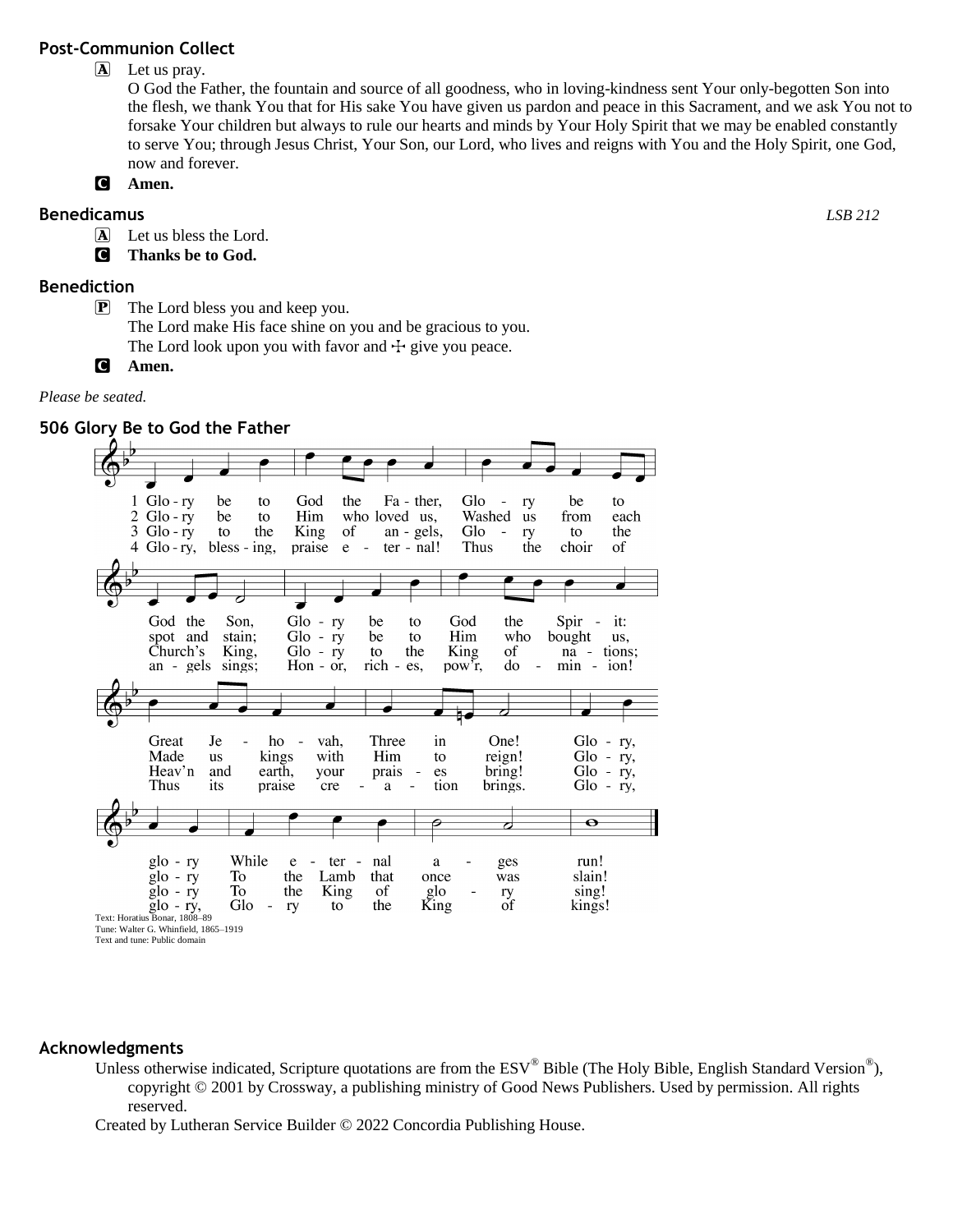## Post-Communion Collect

A Let us pray.
O God the Father, the fountain and source of all goodness, who in loving-kindness sent Your only-begotten Son into the flesh, we thank You that for His sake You have given us pardon and peace in this Sacrament, and we ask You not to forsake Your children but always to rule our hearts and minds by Your Holy Spirit that we may be enabled constantly to serve You; through Jesus Christ, Your Son, our Lord, who lives and reigns with You and the Holy Spirit, one God, now and forever.

C **Amen.**

## Benedicamus

*LSB 212*

A Let us bless the Lord.

C **Thanks be to God.**

## Benediction

P The Lord bless you and keep you.
The Lord make His face shine on you and be gracious to you.
The Lord look upon you with favor and ☩ give you peace.

C **Amen.**

*Please be seated.*

## 506 Glory Be to God the Father

1 Glory be to God the Father, Glory be to God the Son, Glory be to God the Spirit: Great Jehovah, Three in One! Glory, glory While eternal ages run!

2 Glory be to Him who loved us, Washed us from each spot and stain; Glory be to Him who bought us, Made us kings with Him to reign! Glory, glory To the Lamb that once was slain!

3 Glory to the King of angels, Glory to the Church's King, Glory to the King of nations; Heav'n and earth, your praises bring! Glory, glory To the King of glory sing!

4 Glory, blessing, praise eternal! Thus the choir of angels sings; Honor, riches, pow'r, dominion! Thus its praise creation brings. Glory, glory, Glory to the King of kings!

Text: Horatius Bonar, 1808–89
Tune: Walter G. Whinfield, 1865–1919
Text and tune: Public domain

## Acknowledgments

Unless otherwise indicated, Scripture quotations are from the ESV® Bible (The Holy Bible, English Standard Version®), copyright © 2001 by Crossway, a publishing ministry of Good News Publishers. Used by permission. All rights reserved.

Created by Lutheran Service Builder © 2022 Concordia Publishing House.